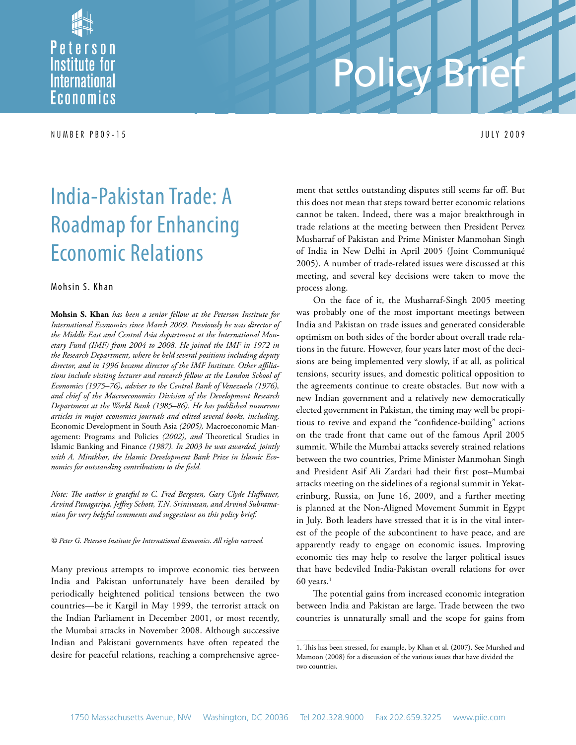Peterson Institute for International Economics

# Policy Brief

NUMBER PB09-15 JULY 2009

# India-Pakistan Trade: A Roadmap for Enhancing Economic Relations

Mohsin S. Khan

**Mohsin S. Khan** *has been a senior fellow at the Peterson Institute for International Economics since March 2009. Previously he was director of the Middle East and Central Asia department at the International Monetary Fund (IMF) from 2004 to 2008. He joined the IMF in 1972 in the Research Department, where he held several positions including deputy director, and in 1996 became director of the IMF Institute. Other affiliations include visiting lecturer and research fellow at the London School of Economics (1975–76), adviser to the Central Bank of Venezuela (1976), and chief of the Macroeconomics Division of the Development Research Department at the World Bank (1985–86). He has published numerous articles in major economics journals and edited several books, including,* Economic Development in South Asia *(2005),* Macroeconomic Management: Programs and Policies *(2002), and* Theoretical Studies in Islamic Banking and Finance *(1987). In 2003 he was awarded, jointly with A. Mirakhor, the Islamic Development Bank Prize in Islamic Economics for outstanding contributions to the field.*

*Note: The author is grateful to C. Fred Bergsten, Gary Clyde Hufbauer, Arvind Panagariya, Jeffrey Schott, T.N. Srinivasan, and Arvind Subramanian for very helpful comments and suggestions on this policy brief.*

*© Peter G. Peterson Institute for International Economics. All rights reserved.*

Many previous attempts to improve economic ties between India and Pakistan unfortunately have been derailed by periodically heightened political tensions between the two countries—be it Kargil in May 1999, the terrorist attack on the Indian Parliament in December 2001, or most recently, the Mumbai attacks in November 2008. Although successive Indian and Pakistani governments have often repeated the desire for peaceful relations, reaching a comprehensive agreement that settles outstanding disputes still seems far off. But this does not mean that steps toward better economic relations cannot be taken. Indeed, there was a major breakthrough in trade relations at the meeting between then President Pervez Musharraf of Pakistan and Prime Minister Manmohan Singh of India in New Delhi in April 2005 (Joint Communiqué 2005). A number of trade-related issues were discussed at this meeting, and several key decisions were taken to move the process along.

On the face of it, the Musharraf-Singh 2005 meeting was probably one of the most important meetings between India and Pakistan on trade issues and generated considerable optimism on both sides of the border about overall trade relations in the future. However, four years later most of the decisions are being implemented very slowly, if at all, as political tensions, security issues, and domestic political opposition to the agreements continue to create obstacles. But now with a new Indian government and a relatively new democratically elected government in Pakistan, the timing may well be propitious to revive and expand the "confidence-building" actions on the trade front that came out of the famous April 2005 summit. While the Mumbai attacks severely strained relations between the two countries, Prime Minister Manmohan Singh and President Asif Ali Zardari had their first post–Mumbai attacks meeting on the sidelines of a regional summit in Yekaterinburg, Russia, on June 16, 2009, and a further meeting is planned at the Non-Aligned Movement Summit in Egypt in July. Both leaders have stressed that it is in the vital interest of the people of the subcontinent to have peace, and are apparently ready to engage on economic issues. Improving economic ties may help to resolve the larger political issues that have bedeviled India-Pakistan overall relations for over 60 years.[1]

The potential gains from increased economic integration between India and Pakistan are large. Trade between the two countries is unnaturally small and the scope for gains from

1. This has been stressed, for example, by Khan et al. (2007). See Murshed and Mamoon (2008) for a discussion of the various issues that have divided the two countries.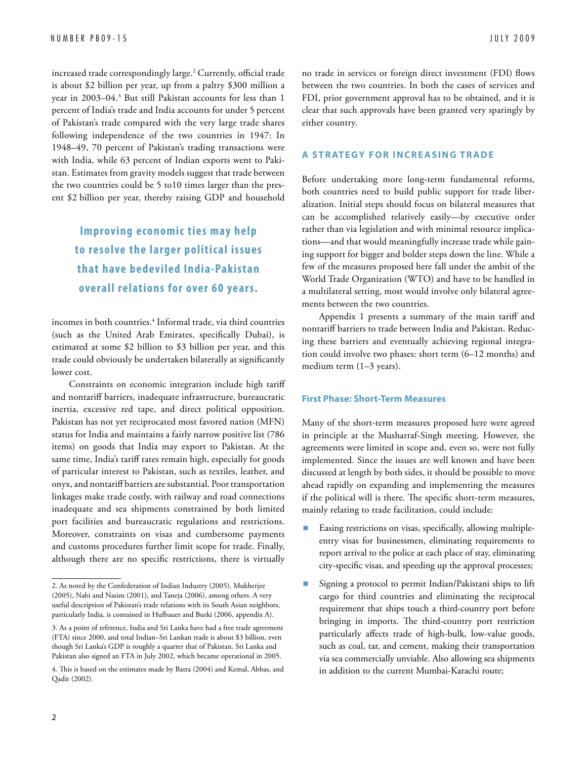increased trade correspondingly large.[2] Currently, official trade is about $2 billion per year, up from a paltry $300 million a year in 2003–04.[3] But still Pakistan accounts for less than 1 percent of India's trade and India accounts for under 5 percent of Pakistan's trade compared with the very large trade shares following independence of the two countries in 1947: In 1948–49, 70 percent of Pakistan's trading transactions were with India, while 63 percent of Indian exports went to Pakistan. Estimates from gravity models suggest that trade between the two countries could be 5 to10 times larger than the present $2 billion per year, thereby raising GDP and household incomes in both countries.[4] Informal trade, via third countries (such as the United Arab Emirates, specifically Dubai), is estimated at some $2 billion to $3 billion per year, and this trade could obviously be undertaken bilaterally at significantly lower cost.

> **Improving economic ties may help to resolve the larger political issues that have bedeviled India-Pakistan overall relations for over 60 years.**

Constraints on economic integration include high tariff and nontariff barriers, inadequate infrastructure, bureaucratic inertia, excessive red tape, and direct political opposition. Pakistan has not yet reciprocated most favored nation (MFN) status for India and maintains a fairly narrow positive list (786 items) on goods that India may export to Pakistan. At the same time, India's tariff rates remain high, especially for goods of particular interest to Pakistan, such as textiles, leather, and onyx, and nontariff barriers are substantial. Poor transportation linkages make trade costly, with railway and road connections inadequate and sea shipments constrained by both limited port facilities and bureaucratic regulations and restrictions. Moreover, constraints on visas and cumbersome payments and customs procedures further limit scope for trade. Finally, although there are no specific restrictions, there is virtually no trade in services or foreign direct investment (FDI) flows between the two countries. In both the cases of services and FDI, prior government approval has to be obtained, and it is clear that such approvals have been granted very sparingly by either country.

## A STRATEGY FOR INCREASING TRADE

Before undertaking more long-term fundamental reforms, both countries need to build public support for trade liberalization. Initial steps should focus on bilateral measures that can be accomplished relatively easily—by executive order rather than via legislation and with minimal resource implications—and that would meaningfully increase trade while gaining support for bigger and bolder steps down the line. While a few of the measures proposed here fall under the ambit of the World Trade Organization (WTO) and have to be handled in a multilateral setting, most would involve only bilateral agreements between the two countries.

Appendix 1 presents a summary of the main tariff and nontariff barriers to trade between India and Pakistan. Reducing these barriers and eventually achieving regional integration could involve two phases: short term (6–12 months) and medium term (1–3 years).

### First Phase: Short-Term Measures

Many of the short-term measures proposed here were agreed in principle at the Musharraf-Singh meeting. However, the agreements were limited in scope and, even so, were not fully implemented. Since the issues are well known and have been discussed at length by both sides, it should be possible to move ahead rapidly on expanding and implementing the measures if the political will is there. The specific short-term measures, mainly relating to trade facilitation, could include:

- Easing restrictions on visas, specifically, allowing multiple-entry visas for businessmen, eliminating requirements to report arrival to the police at each place of stay, eliminating city-specific visas, and speeding up the approval processes;
- Signing a protocol to permit Indian/Pakistani ships to lift cargo for third countries and eliminating the reciprocal requirement that ships touch a third-country port before bringing in imports. The third-country port restriction particularly affects trade of high-bulk, low-value goods, such as coal, tar, and cement, making their transportation via sea commercially unviable. Also allowing sea shipments in addition to the current Mumbai-Karachi route;

---

2. As noted by the Confederation of Indian Industry (2005), Mukherjee (2005), Nabi and Nasim (2001), and Taneja (2006), among others. A very useful description of Pakistan's trade relations with its South Asian neighbors, particularly India, is contained in Hufbauer and Burki (2006, appendix A).

3. As a point of reference, India and Sri Lanka have had a free trade agreement (FTA) since 2000, and total Indian–Sri Lankan trade is about $3 billion, even though Sri Lanka's GDP is roughly a quarter that of Pakistan. Sri Lanka and Pakistan also signed an FTA in July 2002, which became operational in 2005.

4. This is based on the estimates made by Batra (2004) and Kemal, Abbas, and Qadir (2002).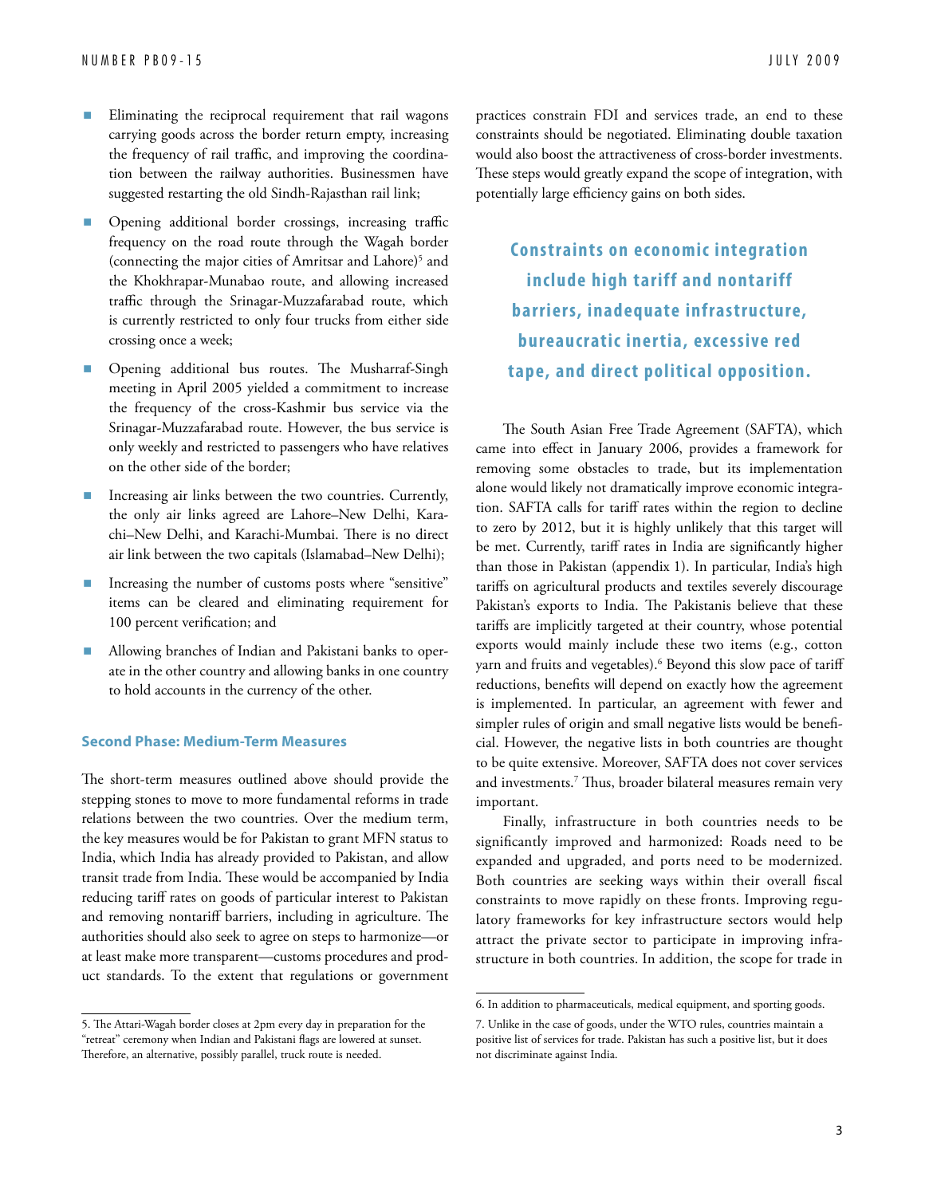- Eliminating the reciprocal requirement that rail wagons carrying goods across the border return empty, increasing the frequency of rail traffic, and improving the coordination between the railway authorities. Businessmen have suggested restarting the old Sindh-Rajasthan rail link;
- Opening additional border crossings, increasing traffic frequency on the road route through the Wagah border (connecting the major cities of Amritsar and Lahore)[5] and the Khokhrapar-Munabao route, and allowing increased traffic through the Srinagar-Muzzafarabad route, which is currently restricted to only four trucks from either side crossing once a week;
- Opening additional bus routes. The Musharraf-Singh meeting in April 2005 yielded a commitment to increase the frequency of the cross-Kashmir bus service via the Srinagar-Muzzafarabad route. However, the bus service is only weekly and restricted to passengers who have relatives on the other side of the border;
- Increasing air links between the two countries. Currently, the only air links agreed are Lahore–New Delhi, Karachi–New Delhi, and Karachi-Mumbai. There is no direct air link between the two capitals (Islamabad–New Delhi);
- Increasing the number of customs posts where "sensitive" items can be cleared and eliminating requirement for 100 percent verification; and
- Allowing branches of Indian and Pakistani banks to operate in the other country and allowing banks in one country to hold accounts in the currency of the other.

### Second Phase: Medium-Term Measures

The short-term measures outlined above should provide the stepping stones to move to more fundamental reforms in trade relations between the two countries. Over the medium term, the key measures would be for Pakistan to grant MFN status to India, which India has already provided to Pakistan, and allow transit trade from India. These would be accompanied by India reducing tariff rates on goods of particular interest to Pakistan and removing nontariff barriers, including in agriculture. The authorities should also seek to agree on steps to harmonize—or at least make more transparent—customs procedures and product standards. To the extent that regulations or government practices constrain FDI and services trade, an end to these constraints should be negotiated. Eliminating double taxation would also boost the attractiveness of cross-border investments. These steps would greatly expand the scope of integration, with potentially large efficiency gains on both sides.

**Constraints on economic integration include high tariff and nontariff barriers, inadequate infrastructure, bureaucratic inertia, excessive red tape, and direct political opposition.**

The South Asian Free Trade Agreement (SAFTA), which came into effect in January 2006, provides a framework for removing some obstacles to trade, but its implementation alone would likely not dramatically improve economic integration. SAFTA calls for tariff rates within the region to decline to zero by 2012, but it is highly unlikely that this target will be met. Currently, tariff rates in India are significantly higher than those in Pakistan (appendix 1). In particular, India's high tariffs on agricultural products and textiles severely discourage Pakistan's exports to India. The Pakistanis believe that these tariffs are implicitly targeted at their country, whose potential exports would mainly include these two items (e.g., cotton yarn and fruits and vegetables).[6] Beyond this slow pace of tariff reductions, benefits will depend on exactly how the agreement is implemented. In particular, an agreement with fewer and simpler rules of origin and small negative lists would be beneficial. However, the negative lists in both countries are thought to be quite extensive. Moreover, SAFTA does not cover services and investments.[7] Thus, broader bilateral measures remain very important.

Finally, infrastructure in both countries needs to be significantly improved and harmonized: Roads need to be expanded and upgraded, and ports need to be modernized. Both countries are seeking ways within their overall fiscal constraints to move rapidly on these fronts. Improving regulatory frameworks for key infrastructure sectors would help attract the private sector to participate in improving infrastructure in both countries. In addition, the scope for trade in

---

5. The Attari-Wagah border closes at 2pm every day in preparation for the "retreat" ceremony when Indian and Pakistani flags are lowered at sunset. Therefore, an alternative, possibly parallel, truck route is needed.

6. In addition to pharmaceuticals, medical equipment, and sporting goods.

7. Unlike in the case of goods, under the WTO rules, countries maintain a positive list of services for trade. Pakistan has such a positive list, but it does not discriminate against India.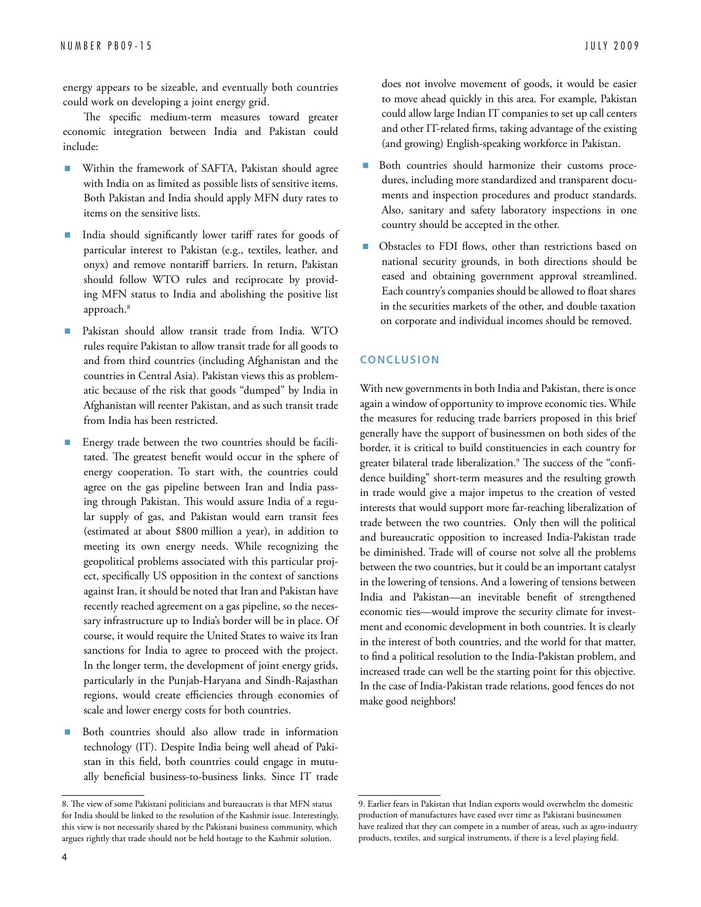energy appears to be sizeable, and eventually both countries could work on developing a joint energy grid.

The specific medium-term measures toward greater economic integration between India and Pakistan could include:

- Within the framework of SAFTA, Pakistan should agree with India on as limited as possible lists of sensitive items. Both Pakistan and India should apply MFN duty rates to items on the sensitive lists.

- India should significantly lower tariff rates for goods of particular interest to Pakistan (e.g., textiles, leather, and onyx) and remove nontariff barriers. In return, Pakistan should follow WTO rules and reciprocate by providing MFN status to India and abolishing the positive list approach.[8]

- Pakistan should allow transit trade from India. WTO rules require Pakistan to allow transit trade for all goods to and from third countries (including Afghanistan and the countries in Central Asia). Pakistan views this as problematic because of the risk that goods "dumped" by India in Afghanistan will reenter Pakistan, and as such transit trade from India has been restricted.

- Energy trade between the two countries should be facilitated. The greatest benefit would occur in the sphere of energy cooperation. To start with, the countries could agree on the gas pipeline between Iran and India passing through Pakistan. This would assure India of a regular supply of gas, and Pakistan would earn transit fees (estimated at about $800 million a year), in addition to meeting its own energy needs. While recognizing the geopolitical problems associated with this particular project, specifically US opposition in the context of sanctions against Iran, it should be noted that Iran and Pakistan have recently reached agreement on a gas pipeline, so the necessary infrastructure up to India's border will be in place. Of course, it would require the United States to waive its Iran sanctions for India to agree to proceed with the project. In the longer term, the development of joint energy grids, particularly in the Punjab-Haryana and Sindh-Rajasthan regions, would create efficiencies through economies of scale and lower energy costs for both countries.

- Both countries should also allow trade in information technology (IT). Despite India being well ahead of Pakistan in this field, both countries could engage in mutually beneficial business-to-business links. Since IT trade does not involve movement of goods, it would be easier to move ahead quickly in this area. For example, Pakistan could allow large Indian IT companies to set up call centers and other IT-related firms, taking advantage of the existing (and growing) English-speaking workforce in Pakistan.

- Both countries should harmonize their customs procedures, including more standardized and transparent documents and inspection procedures and product standards. Also, sanitary and safety laboratory inspections in one country should be accepted in the other.

- Obstacles to FDI flows, other than restrictions based on national security grounds, in both directions should be eased and obtaining government approval streamlined. Each country's companies should be allowed to float shares in the securities markets of the other, and double taxation on corporate and individual incomes should be removed.

## CONCLUSION

With new governments in both India and Pakistan, there is once again a window of opportunity to improve economic ties. While the measures for reducing trade barriers proposed in this brief generally have the support of businessmen on both sides of the border, it is critical to build constituencies in each country for greater bilateral trade liberalization.[9] The success of the "confidence building" short-term measures and the resulting growth in trade would give a major impetus to the creation of vested interests that would support more far-reaching liberalization of trade between the two countries. Only then will the political and bureaucratic opposition to increased India-Pakistan trade be diminished. Trade will of course not solve all the problems between the two countries, but it could be an important catalyst in the lowering of tensions. And a lowering of tensions between India and Pakistan—an inevitable benefit of strengthened economic ties—would improve the security climate for investment and economic development in both countries. It is clearly in the interest of both countries, and the world for that matter, to find a political resolution to the India-Pakistan problem, and increased trade can well be the starting point for this objective. In the case of India-Pakistan trade relations, good fences do not make good neighbors!

---

8. The view of some Pakistani politicians and bureaucrats is that MFN status for India should be linked to the resolution of the Kashmir issue. Interestingly, this view is not necessarily shared by the Pakistani business community, which argues rightly that trade should not be held hostage to the Kashmir solution.

9. Earlier fears in Pakistan that Indian exports would overwhelm the domestic production of manufactures have eased over time as Pakistani businessmen have realized that they can compete in a number of areas, such as agro-industry products, textiles, and surgical instruments, if there is a level playing field.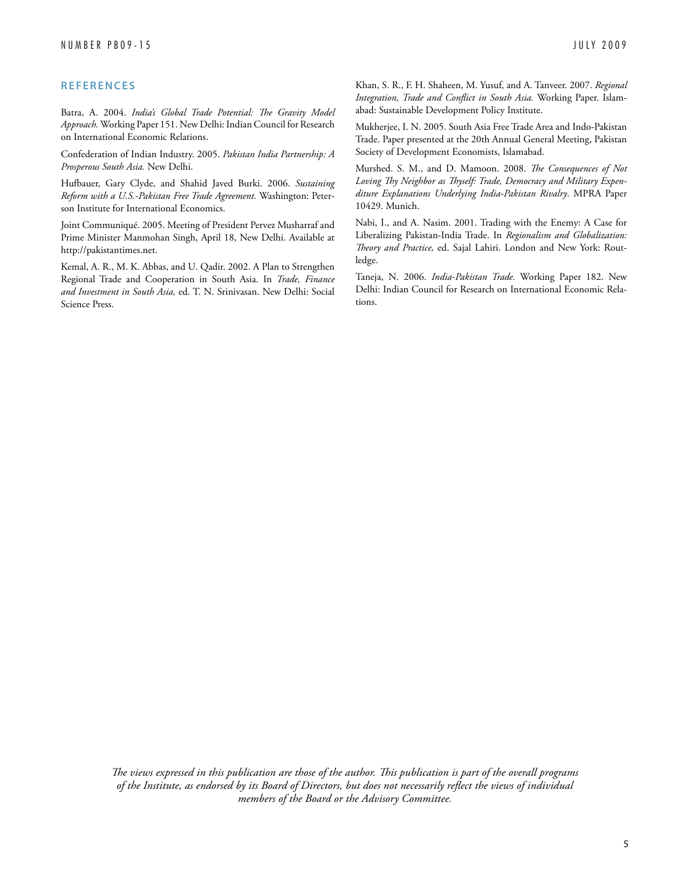## REFERENCES

Batra, A. 2004. *India's Global Trade Potential: The Gravity Model Approach.* Working Paper 151. New Delhi: Indian Council for Research on International Economic Relations.

Confederation of Indian Industry. 2005. *Pakistan India Partnership: A Prosperous South Asia.* New Delhi.

Hufbauer, Gary Clyde, and Shahid Javed Burki. 2006. *Sustaining Reform with a U.S.-Pakistan Free Trade Agreement.* Washington: Peterson Institute for International Economics.

Joint Communiqué. 2005. Meeting of President Pervez Musharraf and Prime Minister Manmohan Singh, April 18, New Delhi. Available at http://pakistantimes.net.

Kemal, A. R., M. K. Abbas, and U. Qadir. 2002. A Plan to Strengthen Regional Trade and Cooperation in South Asia. In *Trade, Finance and Investment in South Asia,* ed. T. N. Srinivasan. New Delhi: Social Science Press.

Khan, S. R., F. H. Shaheen, M. Yusuf, and A. Tanveer. 2007. *Regional Integration, Trade and Conflict in South Asia.* Working Paper. Islamabad: Sustainable Development Policy Institute.

Mukherjee, I. N. 2005. South Asia Free Trade Area and Indo-Pakistan Trade. Paper presented at the 20th Annual General Meeting, Pakistan Society of Development Economists, Islamabad.

Murshed. S. M., and D. Mamoon. 2008. *The Consequences of Not Loving Thy Neighbor as Thyself: Trade, Democracy and Military Expenditure Explanations Underlying India-Pakistan Rivalry*. MPRA Paper 10429. Munich.

Nabi, I., and A. Nasim. 2001. Trading with the Enemy: A Case for Liberalizing Pakistan-India Trade. In *Regionalism and Globalization: Theory and Practice,* ed. Sajal Lahiri. London and New York: Routledge.

Taneja, N. 2006. *India-Pakistan Trade.* Working Paper 182. New Delhi: Indian Council for Research on International Economic Relations.

*The views expressed in this publication are those of the author. This publication is part of the overall programs of the Institute, as endorsed by its Board of Directors, but does not necessarily reflect the views of individual members of the Board or the Advisory Committee.*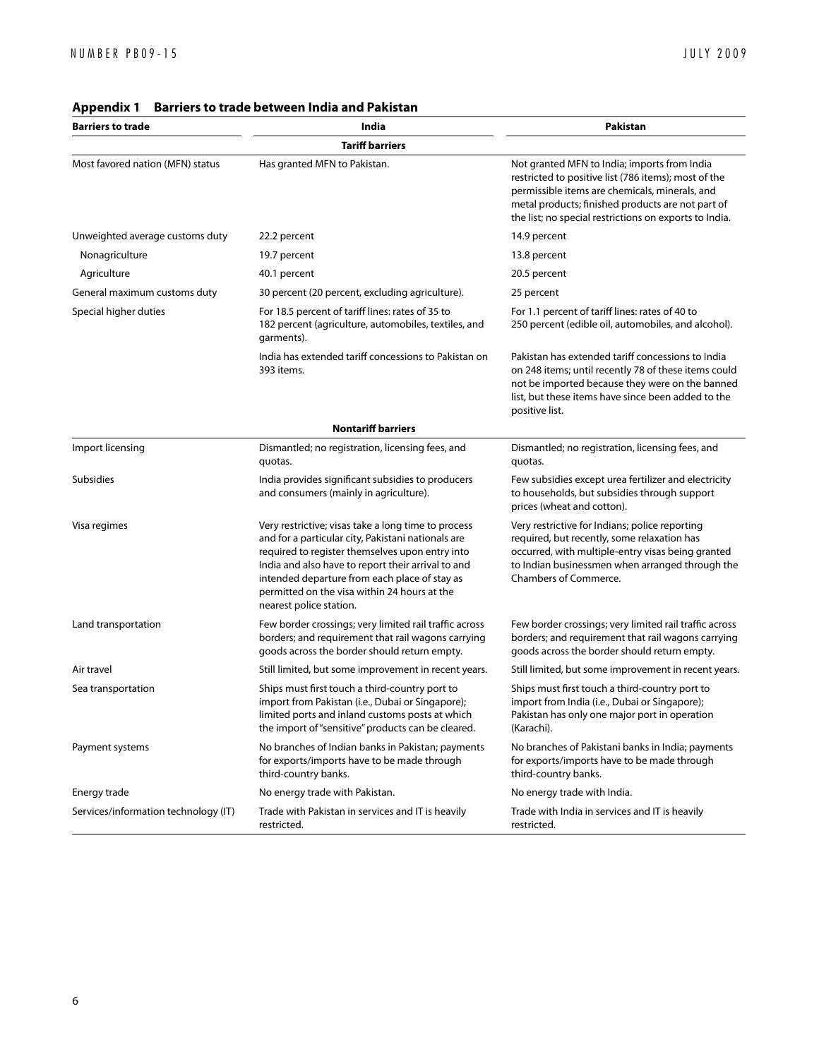**Appendix 1 Barriers to trade between India and Pakistan**

| Barriers to trade | India | Pakistan |
|---|---|---|
| | **Tariff barriers** | |
| Most favored nation (MFN) status | Has granted MFN to Pakistan. | Not granted MFN to India; imports from India restricted to positive list (786 items); most of the permissible items are chemicals, minerals, and metal products; finished products are not part of the list; no special restrictions on exports to India. |
| Unweighted average customs duty | 22.2 percent | 14.9 percent |
| Nonagriculture | 19.7 percent | 13.8 percent |
| Agriculture | 40.1 percent | 20.5 percent |
| General maximum customs duty | 30 percent (20 percent, excluding agriculture). | 25 percent |
| Special higher duties | For 18.5 percent of tariff lines: rates of 35 to 182 percent (agriculture, automobiles, textiles, and garments). | For 1.1 percent of tariff lines: rates of 40 to 250 percent (edible oil, automobiles, and alcohol). |
| | India has extended tariff concessions to Pakistan on 393 items. | Pakistan has extended tariff concessions to India on 248 items; until recently 78 of these items could not be imported because they were on the banned list, but these items have since been added to the positive list. |
| | **Nontariff barriers** | |
| Import licensing | Dismantled; no registration, licensing fees, and quotas. | Dismantled; no registration, licensing fees, and quotas. |
| Subsidies | India provides significant subsidies to producers and consumers (mainly in agriculture). | Few subsidies except urea fertilizer and electricity to households, but subsidies through support prices (wheat and cotton). |
| Visa regimes | Very restrictive; visas take a long time to process and for a particular city, Pakistani nationals are required to register themselves upon entry into India and also have to report their arrival to and intended departure from each place of stay as permitted on the visa within 24 hours at the nearest police station. | Very restrictive for Indians; police reporting required, but recently, some relaxation has occurred, with multiple-entry visas being granted to Indian businessmen when arranged through the Chambers of Commerce. |
| Land transportation | Few border crossings; very limited rail traffic across borders; and requirement that rail wagons carrying goods across the border should return empty. | Few border crossings; very limited rail traffic across borders; and requirement that rail wagons carrying goods across the border should return empty. |
| Air travel | Still limited, but some improvement in recent years. | Still limited, but some improvement in recent years. |
| Sea transportation | Ships must first touch a third-country port to import from Pakistan (i.e., Dubai or Singapore); limited ports and inland customs posts at which the import of "sensitive" products can be cleared. | Ships must first touch a third-country port to import from India (i.e., Dubai or Singapore); Pakistan has only one major port in operation (Karachi). |
| Payment systems | No branches of Indian banks in Pakistan; payments for exports/imports have to be made through third-country banks. | No branches of Pakistani banks in India; payments for exports/imports have to be made through third-country banks. |
| Energy trade | No energy trade with Pakistan. | No energy trade with India. |
| Services/information technology (IT) | Trade with Pakistan in services and IT is heavily restricted. | Trade with India in services and IT is heavily restricted. |